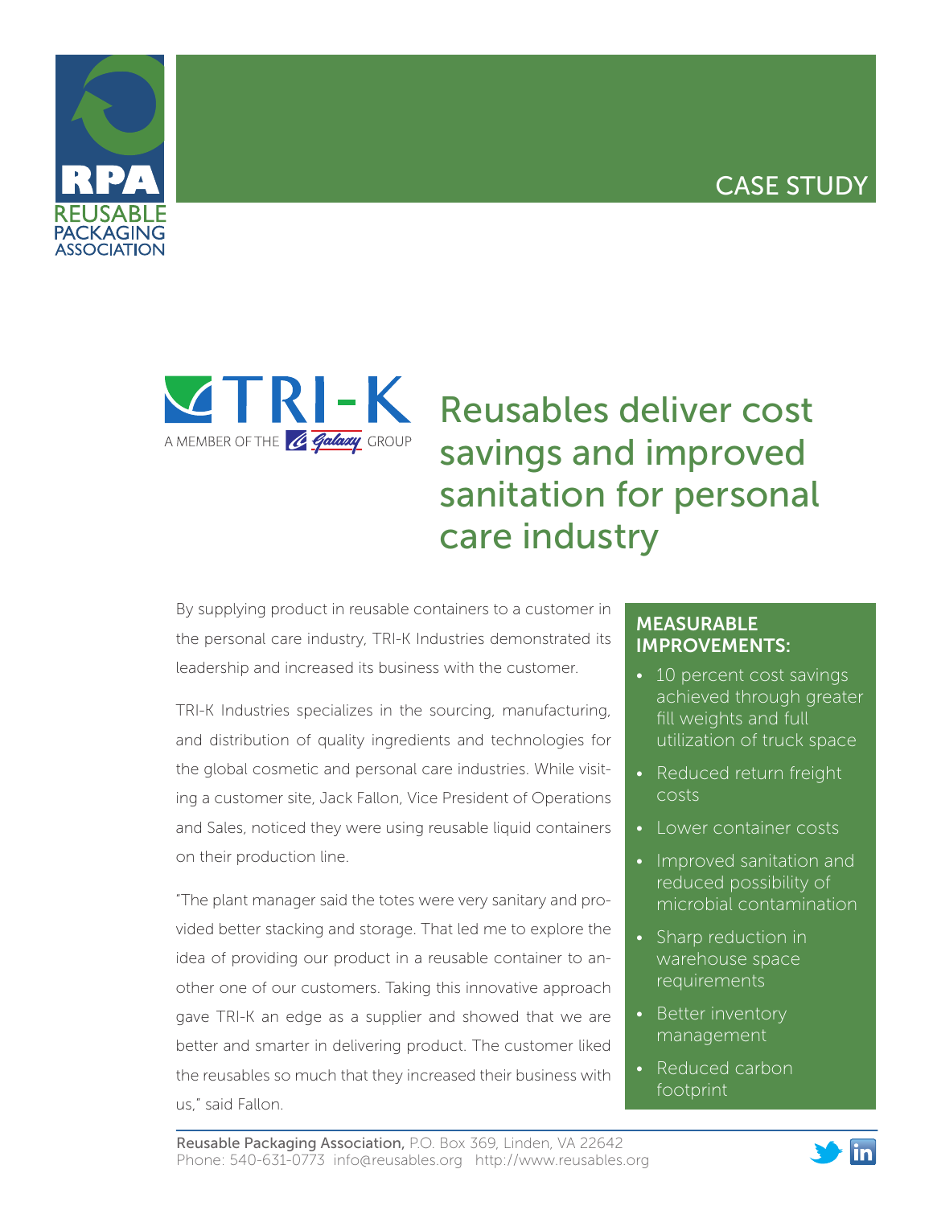REUSABLE PACKAGING ASSOCIATION

CASE STUDY

TRI-K

A MEMBER OF THE Galaxy GROUP

# Reusables deliver cost savings and improved sanitation for personal care industry

By supplying product in reusable containers to a customer in the personal care industry, TRI-K Industries demonstrated its leadership and increased its business with the customer.

TRI-K Industries specializes in the sourcing, manufacturing, and distribution of quality ingredients and technologies for the global cosmetic and personal care industries. While visiting a customer site, Jack Fallon, Vice President of Operations and Sales, noticed they were using reusable liquid containers on their production line.

"The plant manager said the totes were very sanitary and provided better stacking and storage. That led me to explore the idea of providing our product in a reusable container to another one of our customers. Taking this innovative approach gave TRI-K an edge as a supplier and showed that we are better and smarter in delivering product. The customer liked the reusables so much that they increased their business with us," said Fallon.

## MEASURABLE IMPROVEMENTS:

- 10 percent cost savings achieved through greater fill weights and full utilization of truck space
- Reduced return freight costs
- Lower container costs
- Improved sanitation and reduced possibility of microbial contamination
- Sharp reduction in warehouse space requirements
- Better inventory management
- Reduced carbon footprint

**Reusable Packaging Association,** P.O. Box 369, Linden, VA 22642
Phone: 540-631-0773 info@reusables.org http://www.reusables.org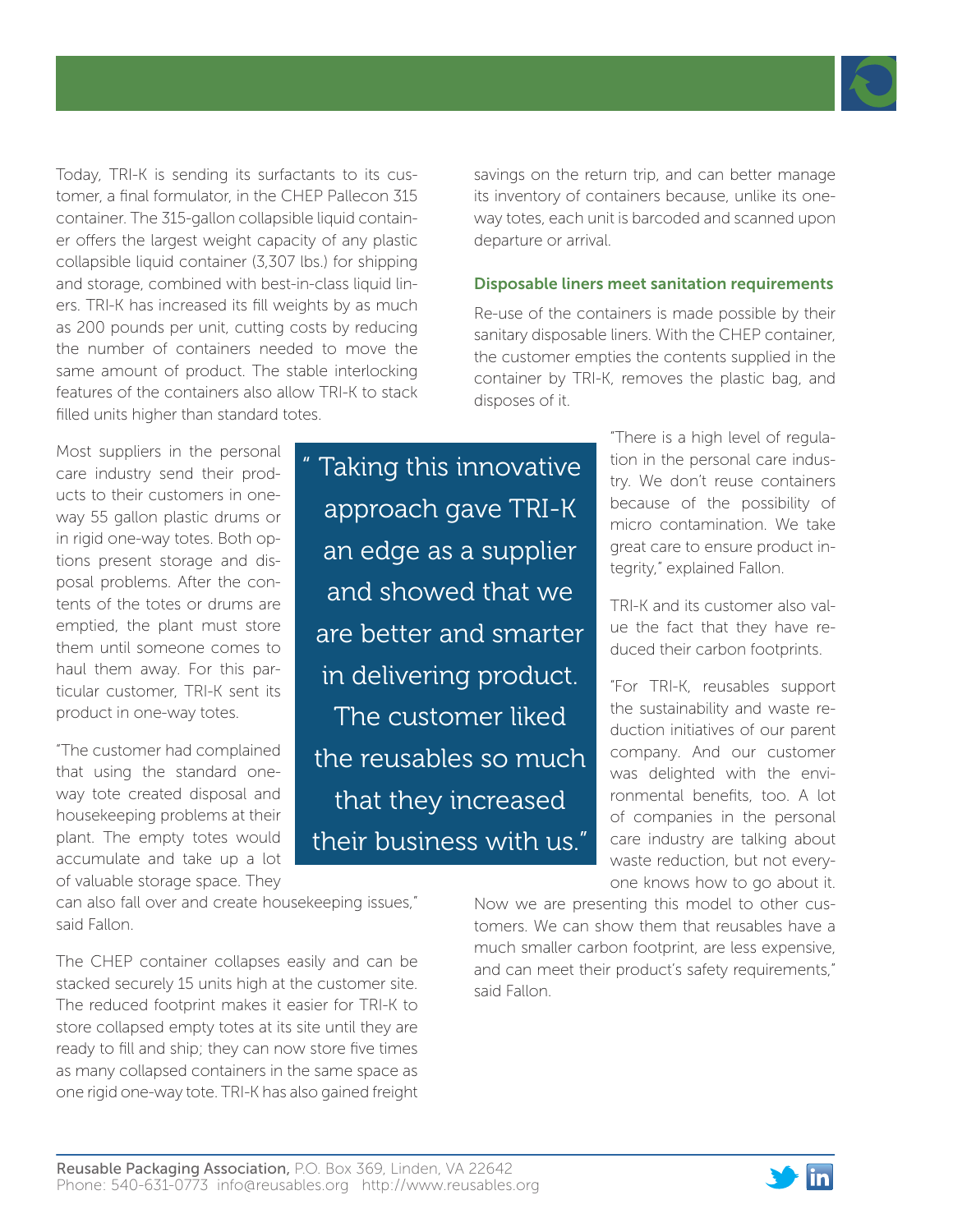Today, TRI-K is sending its surfactants to its customer, a final formulator, in the CHEP Pallecon 315 container. The 315-gallon collapsible liquid container offers the largest weight capacity of any plastic collapsible liquid container (3,307 lbs.) for shipping and storage, combined with best-in-class liquid liners. TRI-K has increased its fill weights by as much as 200 pounds per unit, cutting costs by reducing the number of containers needed to move the same amount of product. The stable interlocking features of the containers also allow TRI-K to stack filled units higher than standard totes.

Most suppliers in the personal care industry send their products to their customers in one-way 55 gallon plastic drums or in rigid one-way totes. Both options present storage and disposal problems. After the contents of the totes or drums are emptied, the plant must store them until someone comes to haul them away. For this particular customer, TRI-K sent its product in one-way totes.

"The customer had complained that using the standard one-way tote created disposal and housekeeping problems at their plant. The empty totes would accumulate and take up a lot of valuable storage space. They can also fall over and create housekeeping issues," said Fallon.

> " Taking this innovative approach gave TRI-K an edge as a supplier and showed that we are better and smarter in delivering product. The customer liked the reusables so much that they increased their business with us."

The CHEP container collapses easily and can be stacked securely 15 units high at the customer site. The reduced footprint makes it easier for TRI-K to store collapsed empty totes at its site until they are ready to fill and ship; they can now store five times as many collapsed containers in the same space as one rigid one-way tote. TRI-K has also gained freight savings on the return trip, and can better manage its inventory of containers because, unlike its one-way totes, each unit is barcoded and scanned upon departure or arrival.

### Disposable liners meet sanitation requirements

Re-use of the containers is made possible by their sanitary disposable liners. With the CHEP container, the customer empties the contents supplied in the container by TRI-K, removes the plastic bag, and disposes of it.

"There is a high level of regulation in the personal care industry. We don't reuse containers because of the possibility of micro contamination. We take great care to ensure product integrity," explained Fallon.

TRI-K and its customer also value the fact that they have reduced their carbon footprints.

"For TRI-K, reusables support the sustainability and waste reduction initiatives of our parent company. And our customer was delighted with the environmental benefits, too. A lot of companies in the personal care industry are talking about waste reduction, but not everyone knows how to go about it. Now we are presenting this model to other customers. We can show them that reusables have a much smaller carbon footprint, are less expensive, and can meet their product's safety requirements," said Fallon.

**Reusable Packaging Association,** P.O. Box 369, Linden, VA 22642
Phone: 540-631-0773 info@reusables.org http://www.reusables.org